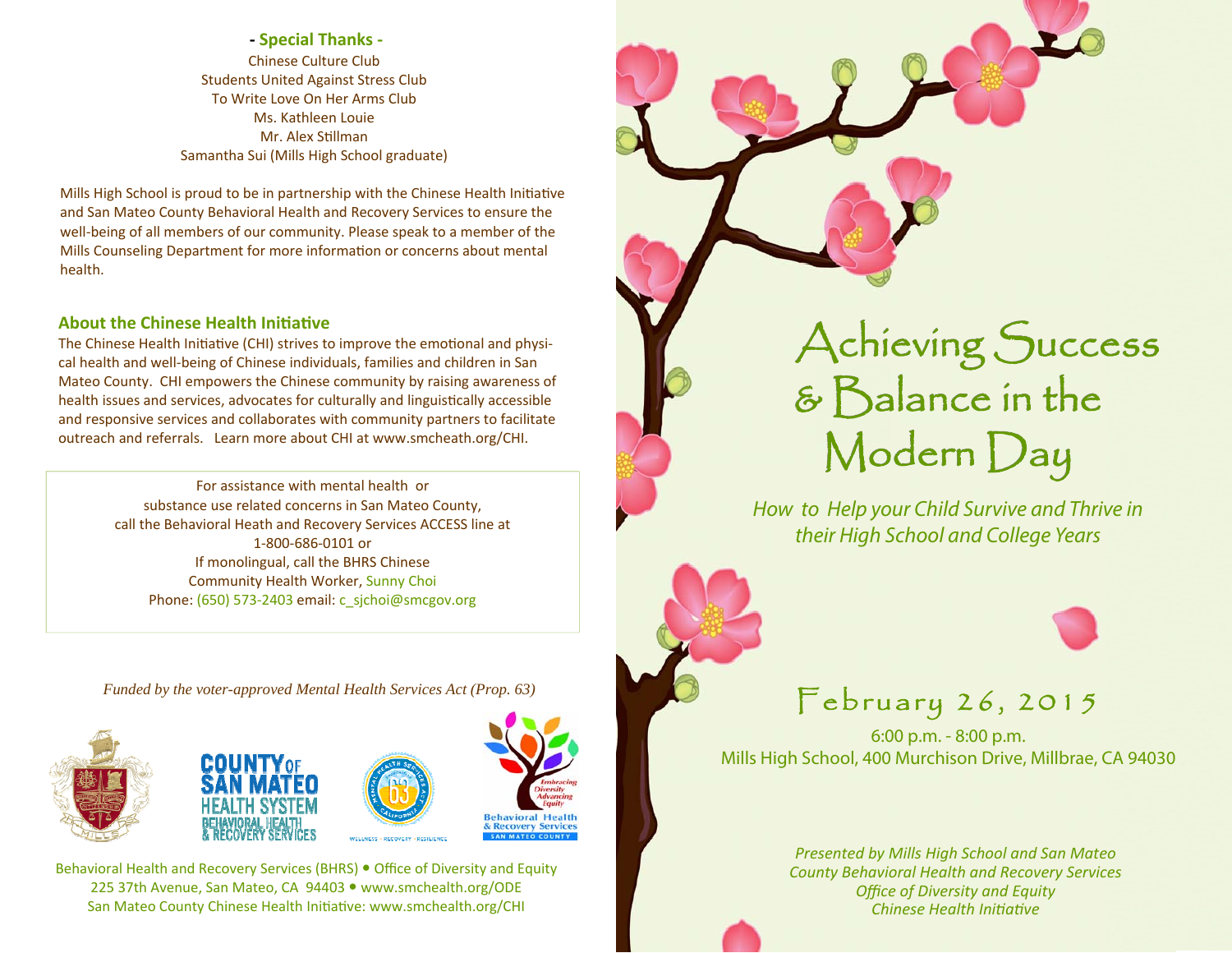**- Special Thanks -**

Chinese Culture Club
Students United Against Stress Club
To Write Love On Her Arms Club
Ms. Kathleen Louie
Mr. Alex Stillman
Samantha Sui (Mills High School graduate)

Mills High School is proud to be in partnership with the Chinese Health Initiative and San Mateo County Behavioral Health and Recovery Services to ensure the well-being of all members of our community. Please speak to a member of the Mills Counseling Department for more information or concerns about mental health.

### About the Chinese Health Initiative

The Chinese Health Initiative (CHI) strives to improve the emotional and physical health and well-being of Chinese individuals, families and children in San Mateo County. CHI empowers the Chinese community by raising awareness of health issues and services, advocates for culturally and linguistically accessible and responsive services and collaborates with community partners to facilitate outreach and referrals. Learn more about CHI at www.smcheath.org/CHI.

For assistance with mental health or
substance use related concerns in San Mateo County,
call the Behavioral Heath and Recovery Services ACCESS line at
1-800-686-0101 or
If monolingual, call the BHRS Chinese
Community Health Worker, Sunny Choi
Phone: (650) 573-2403 email: c_sjchoi@smcgov.org

*Funded by the voter-approved Mental Health Services Act (Prop. 63)*

Behavioral Health and Recovery Services (BHRS) • Office of Diversity and Equity
225 37th Avenue, San Mateo, CA 94403 • www.smchealth.org/ODE
San Mateo County Chinese Health Initiative: www.smchealth.org/CHI

# Achieving Success & Balance in the Modern Day

*How to Help your Child Survive and Thrive in their High School and College Years*

## February 26, 2015

6:00 p.m. - 8:00 p.m.
Mills High School, 400 Murchison Drive, Millbrae, CA 94030

*Presented by Mills High School and San Mateo County Behavioral Health and Recovery Services Office of Diversity and Equity Chinese Health Initiative*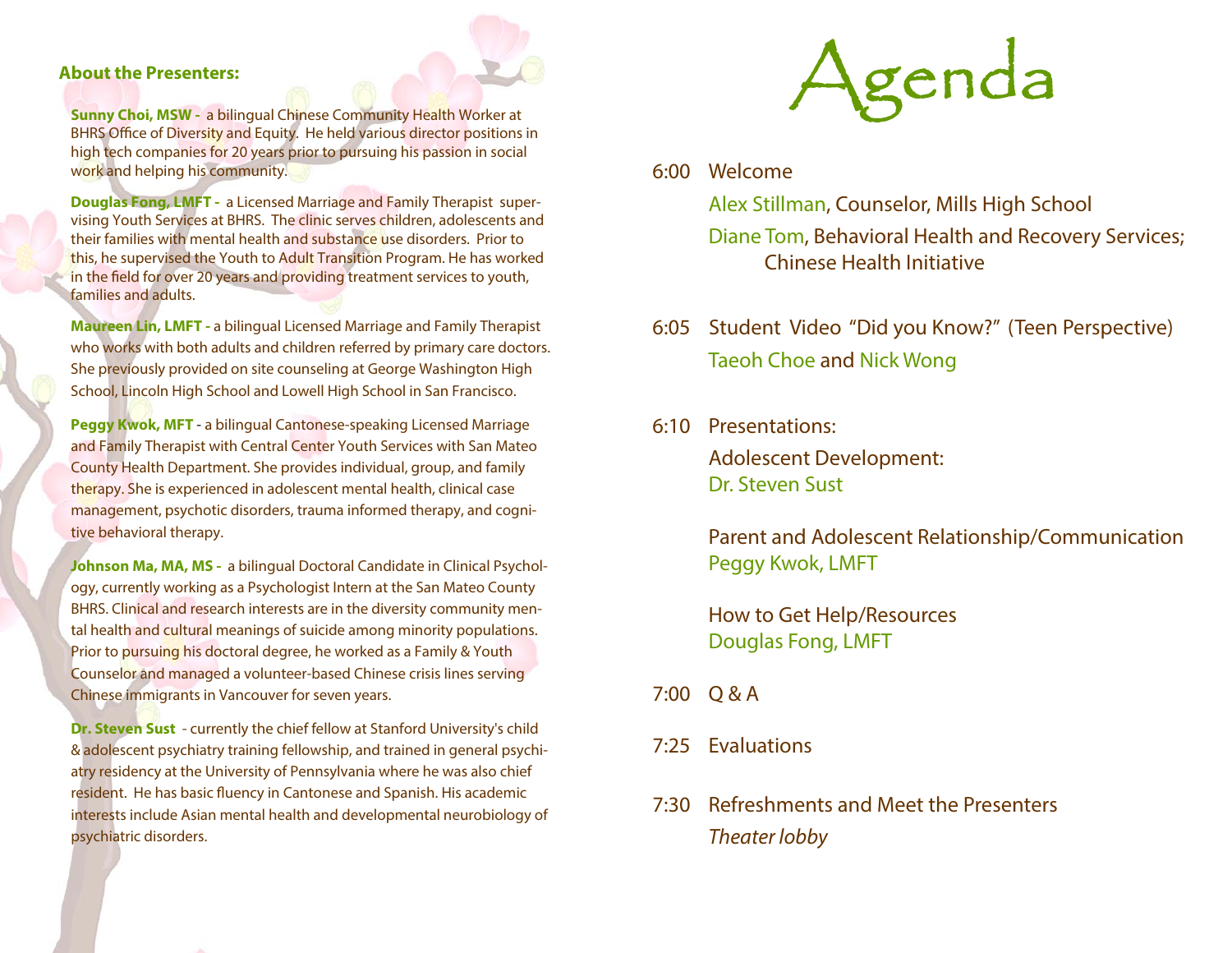## About the Presenters:

**Sunny Choi, MSW** - a bilingual Chinese Community Health Worker at BHRS Office of Diversity and Equity. He held various director positions in high tech companies for 20 years prior to pursuing his passion in social work and helping his community.

**Douglas Fong, LMFT** - a Licensed Marriage and Family Therapist supervising Youth Services at BHRS. The clinic serves children, adolescents and their families with mental health and substance use disorders. Prior to this, he supervised the Youth to Adult Transition Program. He has worked in the field for over 20 years and providing treatment services to youth, families and adults.

**Maureen Lin, LMFT** - a bilingual Licensed Marriage and Family Therapist who works with both adults and children referred by primary care doctors. She previously provided on site counseling at George Washington High School, Lincoln High School and Lowell High School in San Francisco.

**Peggy Kwok, MFT** - a bilingual Cantonese-speaking Licensed Marriage and Family Therapist with Central Center Youth Services with San Mateo County Health Department. She provides individual, group, and family therapy. She is experienced in adolescent mental health, clinical case management, psychotic disorders, trauma informed therapy, and cognitive behavioral therapy.

**Johnson Ma, MA, MS** - a bilingual Doctoral Candidate in Clinical Psychology, currently working as a Psychologist Intern at the San Mateo County BHRS. Clinical and research interests are in the diversity community mental health and cultural meanings of suicide among minority populations. Prior to pursuing his doctoral degree, he worked as a Family & Youth Counselor and managed a volunteer-based Chinese crisis lines serving Chinese immigrants in Vancouver for seven years.

**Dr. Steven Sust** - currently the chief fellow at Stanford University's child & adolescent psychiatry training fellowship, and trained in general psychiatry residency at the University of Pennsylvania where he was also chief resident. He has basic fluency in Cantonese and Spanish. His academic interests include Asian mental health and developmental neurobiology of psychiatric disorders.

# Agenda

**6:00** Welcome

Alex Stillman, Counselor, Mills High School

Diane Tom, Behavioral Health and Recovery Services; Chinese Health Initiative

**6:05** Student Video "Did you Know?" (Teen Perspective)

Taeoh Choe and Nick Wong

**6:10** Presentations:

Adolescent Development:
Dr. Steven Sust

Parent and Adolescent Relationship/Communication
Peggy Kwok, LMFT

How to Get Help/Resources
Douglas Fong, LMFT

**7:00** Q & A

**7:25** Evaluations

**7:30** Refreshments and Meet the Presenters

*Theater lobby*